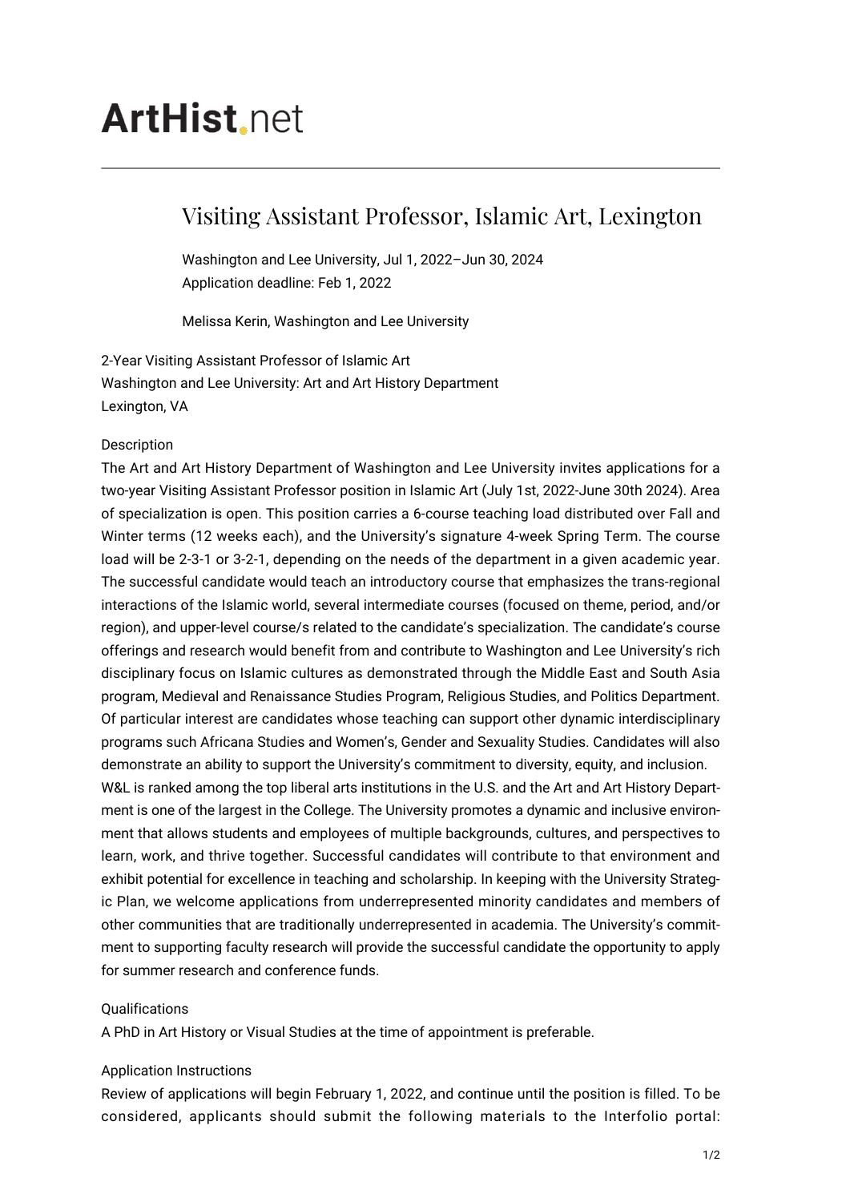# ArtHist.net

## Visiting Assistant Professor, Islamic Art, Lexington

Washington and Lee University, Jul 1, 2022–Jun 30, 2024
Application deadline: Feb 1, 2022

Melissa Kerin, Washington and Lee University

2-Year Visiting Assistant Professor of Islamic Art
Washington and Lee University: Art and Art History Department
Lexington, VA

Description

The Art and Art History Department of Washington and Lee University invites applications for a two-year Visiting Assistant Professor position in Islamic Art (July 1st, 2022-June 30th 2024). Area of specialization is open. This position carries a 6-course teaching load distributed over Fall and Winter terms (12 weeks each), and the University's signature 4-week Spring Term. The course load will be 2-3-1 or 3-2-1, depending on the needs of the department in a given academic year. The successful candidate would teach an introductory course that emphasizes the trans-regional interactions of the Islamic world, several intermediate courses (focused on theme, period, and/or region), and upper-level course/s related to the candidate's specialization. The candidate's course offerings and research would benefit from and contribute to Washington and Lee University's rich disciplinary focus on Islamic cultures as demonstrated through the Middle East and South Asia program, Medieval and Renaissance Studies Program, Religious Studies, and Politics Department. Of particular interest are candidates whose teaching can support other dynamic interdisciplinary programs such Africana Studies and Women's, Gender and Sexuality Studies. Candidates will also demonstrate an ability to support the University's commitment to diversity, equity, and inclusion.

W&L is ranked among the top liberal arts institutions in the U.S. and the Art and Art History Department is one of the largest in the College. The University promotes a dynamic and inclusive environment that allows students and employees of multiple backgrounds, cultures, and perspectives to learn, work, and thrive together. Successful candidates will contribute to that environment and exhibit potential for excellence in teaching and scholarship. In keeping with the University Strategic Plan, we welcome applications from underrepresented minority candidates and members of other communities that are traditionally underrepresented in academia. The University's commitment to supporting faculty research will provide the successful candidate the opportunity to apply for summer research and conference funds.

Qualifications

A PhD in Art History or Visual Studies at the time of appointment is preferable.

Application Instructions

Review of applications will begin February 1, 2022, and continue until the position is filled. To be considered, applicants should submit the following materials to the Interfolio portal: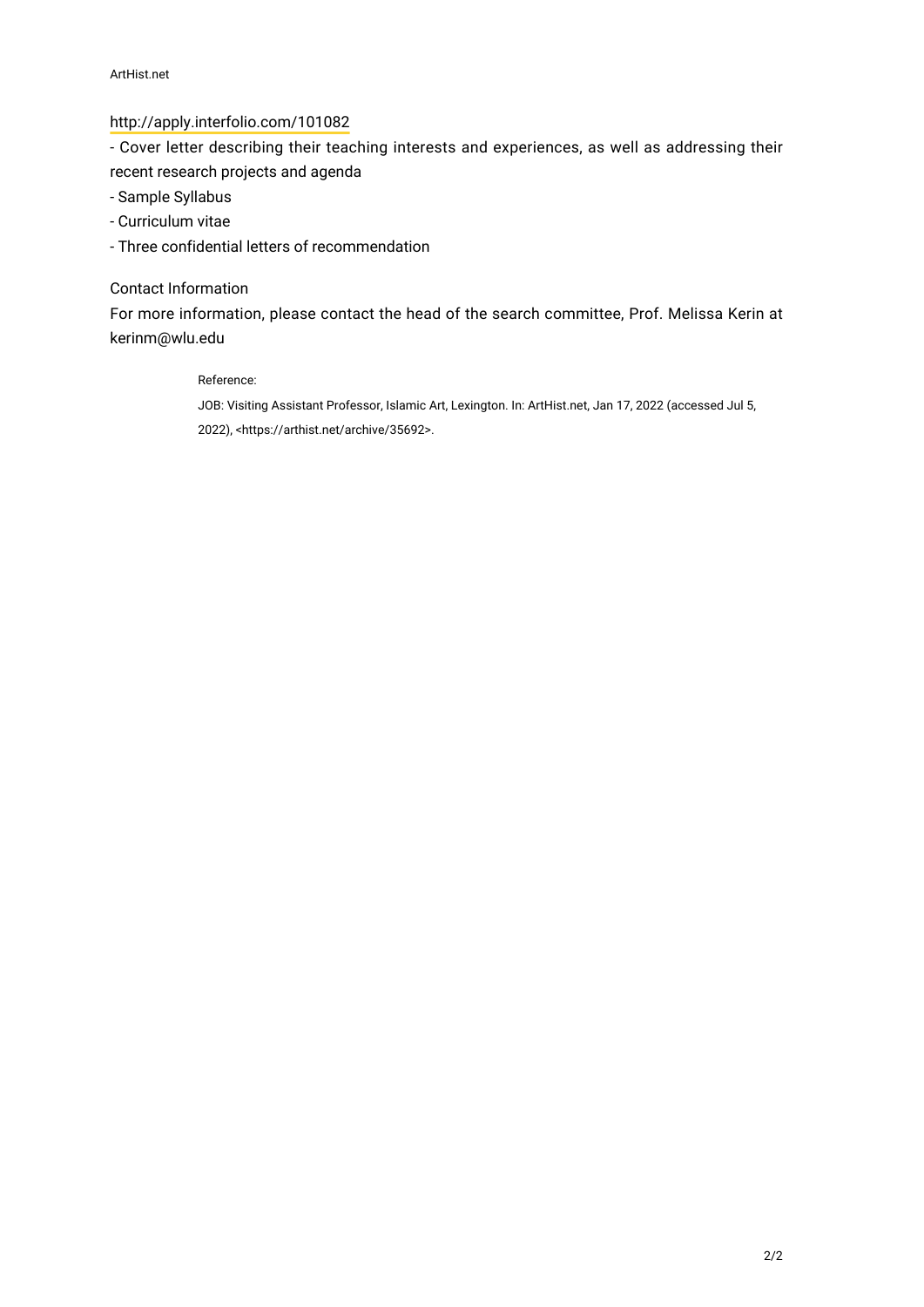http://apply.interfolio.com/101082

- Cover letter describing their teaching interests and experiences, as well as addressing their recent research projects and agenda
- Sample Syllabus
- Curriculum vitae
- Three confidential letters of recommendation

Contact Information

For more information, please contact the head of the search committee, Prof. Melissa Kerin at kerinm@wlu.edu

Reference:

JOB: Visiting Assistant Professor, Islamic Art, Lexington. In: ArtHist.net, Jan 17, 2022 (accessed Jul 5, 2022), <https://arthist.net/archive/35692>.